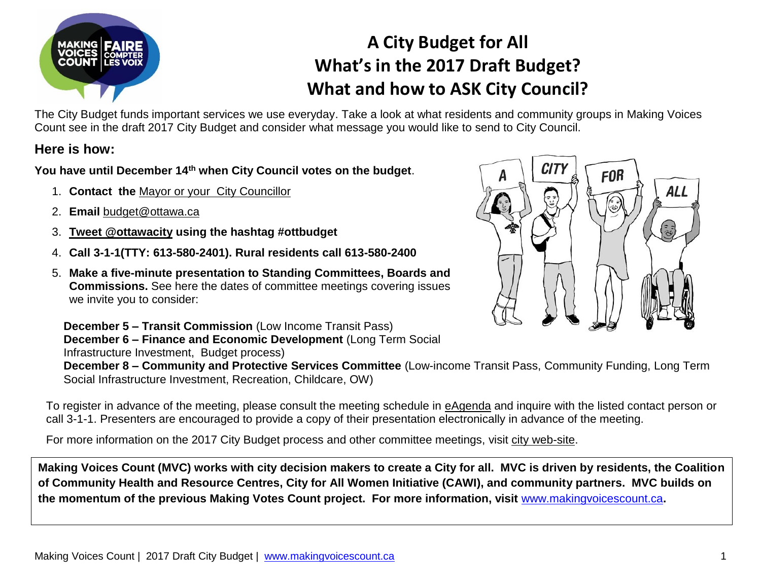# A City Budget for All
# What's in the 2017 Draft Budget?
# What and how to ASK City Council?

The City Budget funds important services we use everyday. Take a look at what residents and community groups in Making Voices Count see in the draft 2017 City Budget and consider what message you would like to send to City Council.

## Here is how:

**You have until December 14th when City Council votes on the budget**.

1. **Contact the** Mayor or your City Councillor
2. **Email** budget@ottawa.ca
3. **Tweet @ottawacity using the hashtag #ottbudget**
4. **Call 3-1-1(TTY: 613-580-2401). Rural residents call 613-580-2400**
5. **Make a five-minute presentation to Standing Committees, Boards and Commissions.** See here the dates of committee meetings covering issues we invite you to consider:

   **December 5 – Transit Commission** (Low Income Transit Pass)
   **December 6 – Finance and Economic Development** (Long Term Social Infrastructure Investment, Budget process)
   **December 8 – Community and Protective Services Committee** (Low-income Transit Pass, Community Funding, Long Term Social Infrastructure Investment, Recreation, Childcare, OW)

To register in advance of the meeting, please consult the meeting schedule in eAgenda and inquire with the listed contact person or call 3-1-1. Presenters are encouraged to provide a copy of their presentation electronically in advance of the meeting.

For more information on the 2017 City Budget process and other committee meetings, visit city web-site.

**Making Voices Count (MVC) works with city decision makers to create a City for all. MVC is driven by residents, the Coalition of Community Health and Resource Centres, City for All Women Initiative (CAWI), and community partners. MVC builds on the momentum of the previous Making Votes Count project. For more information, visit www.makingvoicescount.ca.**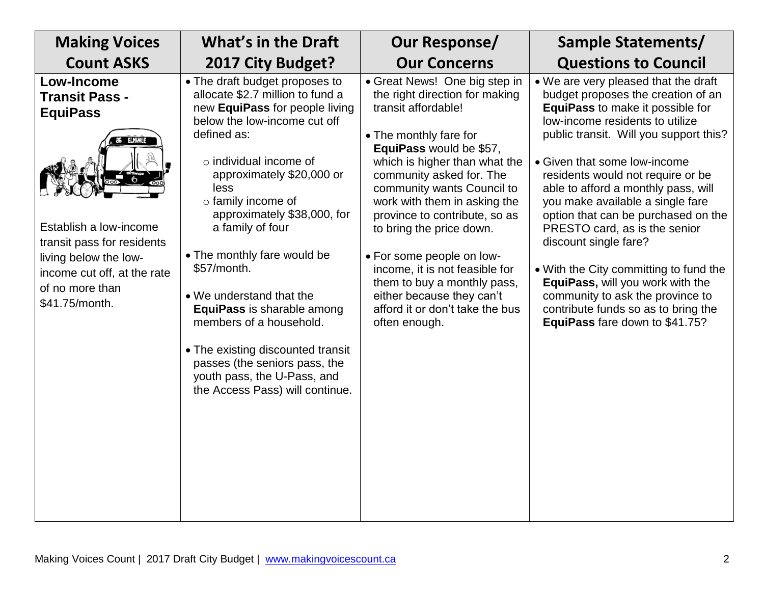| Making Voices Count ASKS | What's in the Draft 2017 City Budget? | Our Response/ Our Concerns | Sample Statements/ Questions to Council |
|---|---|---|---|
| **Low-Income Transit Pass - EquiPass**<br><br>Establish a low-income transit pass for residents living below the low-income cut off, at the rate of no more than $41.75/month. | • The draft budget proposes to allocate $2.7 million to fund a new **EquiPass** for people living below the low-income cut off defined as:<br>○ individual income of approximately $20,000 or less<br>○ family income of approximately $38,000, for a family of four<br><br>• The monthly fare would be $57/month.<br><br>• We understand that the **EquiPass** is sharable among members of a household.<br><br>• The existing discounted transit passes (the seniors pass, the youth pass, the U-Pass, and the Access Pass) will continue. | • Great News! One big step in the right direction for making transit affordable!<br><br>• The monthly fare for **EquiPass** would be $57, which is higher than what the community asked for. The community wants Council to work with them in asking the province to contribute, so as to bring the price down.<br><br>• For some people on low-income, it is not feasible for them to buy a monthly pass, either because they can't afford it or don't take the bus often enough. | • We are very pleased that the draft budget proposes the creation of an **EquiPass** to make it possible for low-income residents to utilize public transit. Will you support this?<br><br>• Given that some low-income residents would not require or be able to afford a monthly pass, will you make available a single fare option that can be purchased on the PRESTO card, as is the senior discount single fare?<br><br>• With the City committing to fund the **EquiPass,** will you work with the community to ask the province to contribute funds so as to bring the **EquiPass** fare down to $41.75? |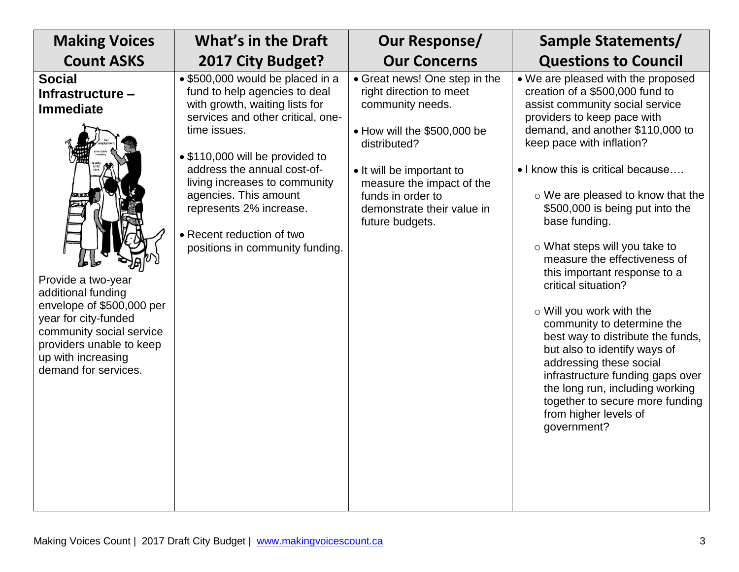| Making Voices Count ASKS | What's in the Draft 2017 City Budget? | Our Response/ Our Concerns | Sample Statements/ Questions to Council |
|---|---|---|---|
| **Social Infrastructure – Immediate**<br><br>Provide a two-year additional funding envelope of $500,000 per year for city-funded community social service providers unable to keep up with increasing demand for services. | • $500,000 would be placed in a fund to help agencies to deal with growth, waiting lists for services and other critical, one-time issues.<br><br>• $110,000 will be provided to address the annual cost-of-living increases to community agencies. This amount represents 2% increase.<br><br>• Recent reduction of two positions in community funding. | • Great news! One step in the right direction to meet community needs.<br><br>• How will the $500,000 be distributed?<br><br>• It will be important to measure the impact of the funds in order to demonstrate their value in future budgets. | • We are pleased with the proposed creation of a $500,000 fund to assist community social service providers to keep pace with demand, and another $110,000 to keep pace with inflation?<br><br>• I know this is critical because….<br><br>○ We are pleased to know that the $500,000 is being put into the base funding.<br><br>○ What steps will you take to measure the effectiveness of this important response to a critical situation?<br><br>○ Will you work with the community to determine the best way to distribute the funds, but also to identify ways of addressing these social infrastructure funding gaps over the long run, including working together to secure more funding from higher levels of government? |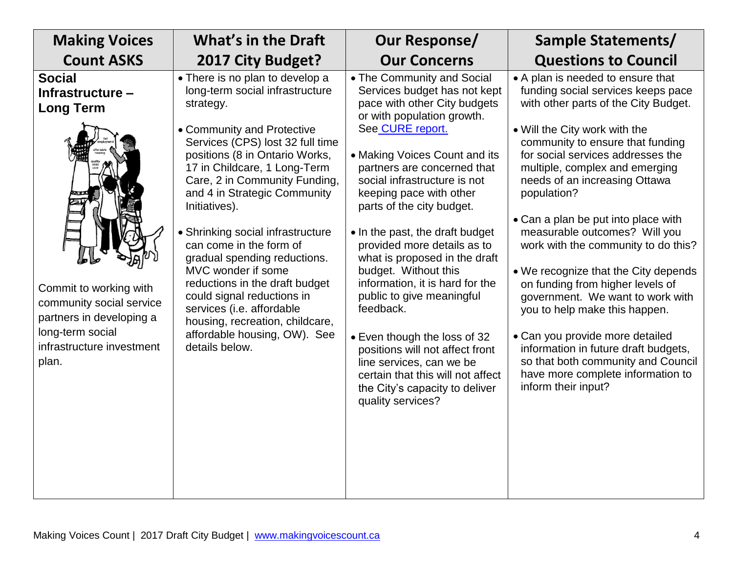| Making Voices Count ASKS | What's in the Draft 2017 City Budget? | Our Response/ Our Concerns | Sample Statements/ Questions to Council |
|---|---|---|---|
| **Social Infrastructure – Long Term**<br><br>Commit to working with community social service partners in developing a long-term social infrastructure investment plan. | • There is no plan to develop a long-term social infrastructure strategy.<br><br>• Community and Protective Services (CPS) lost 32 full time positions (8 in Ontario Works, 17 in Childcare, 1 Long-Term Care, 2 in Community Funding, and 4 in Strategic Community Initiatives).<br><br>• Shrinking social infrastructure can come in the form of gradual spending reductions. MVC wonder if some reductions in the draft budget could signal reductions in services (i.e. affordable housing, recreation, childcare, affordable housing, OW). See details below. | • The Community and Social Services budget has not kept pace with other City budgets or with population growth. See CURE report.<br><br>• Making Voices Count and its partners are concerned that social infrastructure is not keeping pace with other parts of the city budget.<br><br>• In the past, the draft budget provided more details as to what is proposed in the draft budget. Without this information, it is hard for the public to give meaningful feedback.<br><br>• Even though the loss of 32 positions will not affect front line services, can we be certain that this will not affect the City's capacity to deliver quality services? | • A plan is needed to ensure that funding social services keeps pace with other parts of the City Budget.<br><br>• Will the City work with the community to ensure that funding for social services addresses the multiple, complex and emerging needs of an increasing Ottawa population?<br><br>• Can a plan be put into place with measurable outcomes? Will you work with the community to do this?<br><br>• We recognize that the City depends on funding from higher levels of government. We want to work with you to help make this happen.<br><br>• Can you provide more detailed information in future draft budgets, so that both community and Council have more complete information to inform their input? |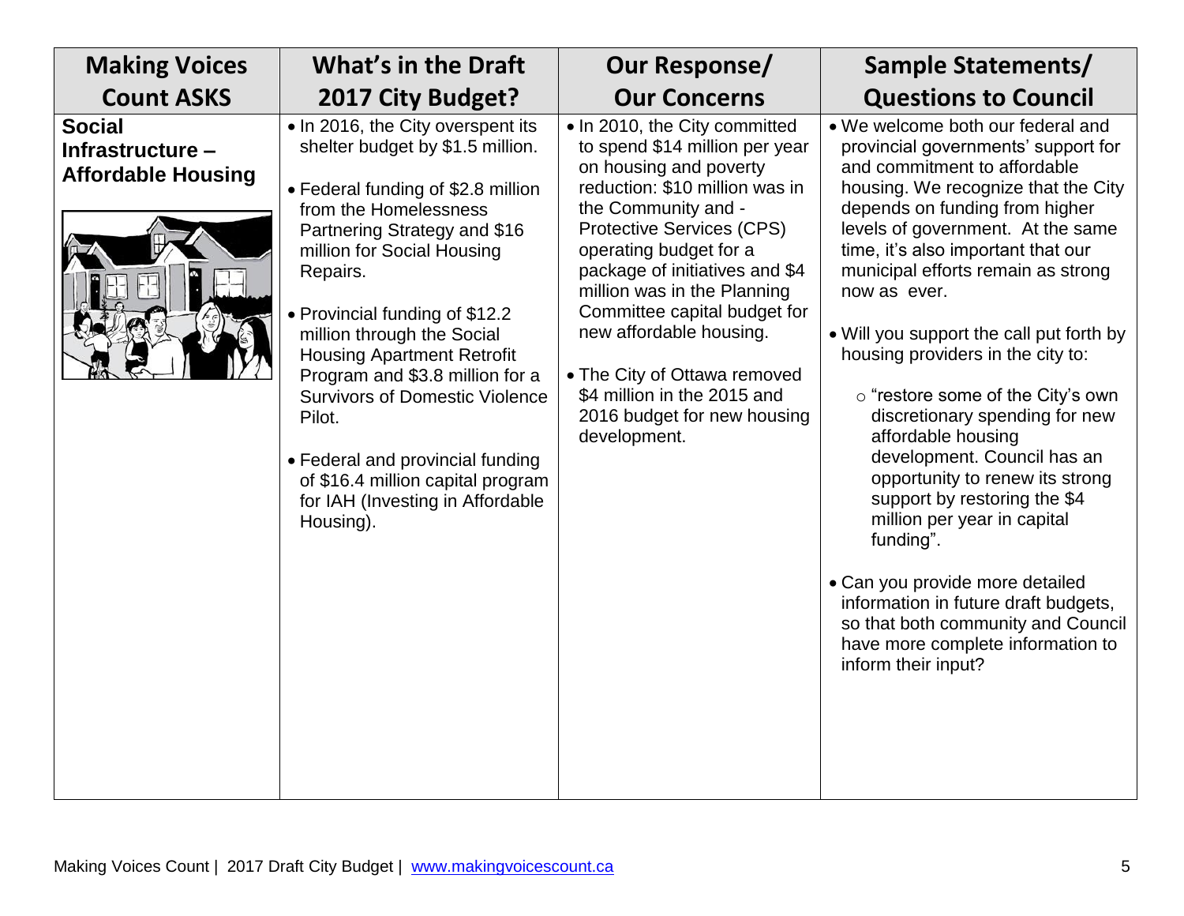| Making Voices Count ASKS | What's in the Draft 2017 City Budget? | Our Response/ Our Concerns | Sample Statements/ Questions to Council |
|---|---|---|---|
| **Social Infrastructure – Affordable Housing** | • In 2016, the City overspent its shelter budget by $1.5 million.<br><br>• Federal funding of $2.8 million from the Homelessness Partnering Strategy and $16 million for Social Housing Repairs.<br><br>• Provincial funding of $12.2 million through the Social Housing Apartment Retrofit Program and $3.8 million for a Survivors of Domestic Violence Pilot.<br><br>• Federal and provincial funding of $16.4 million capital program for IAH (Investing in Affordable Housing). | • In 2010, the City committed to spend $14 million per year on housing and poverty reduction: $10 million was in the Community and - Protective Services (CPS) operating budget for a package of initiatives and $4 million was in the Planning Committee capital budget for new affordable housing.<br><br>• The City of Ottawa removed $4 million in the 2015 and 2016 budget for new housing development. | • We welcome both our federal and provincial governments' support for and commitment to affordable housing. We recognize that the City depends on funding from higher levels of government. At the same time, it's also important that our municipal efforts remain as strong now as ever.<br><br>• Will you support the call put forth by housing providers in the city to:<br><br>○ "restore some of the City's own discretionary spending for new affordable housing development. Council has an opportunity to renew its strong support by restoring the $4 million per year in capital funding".<br><br>• Can you provide more detailed information in future draft budgets, so that both community and Council have more complete information to inform their input? |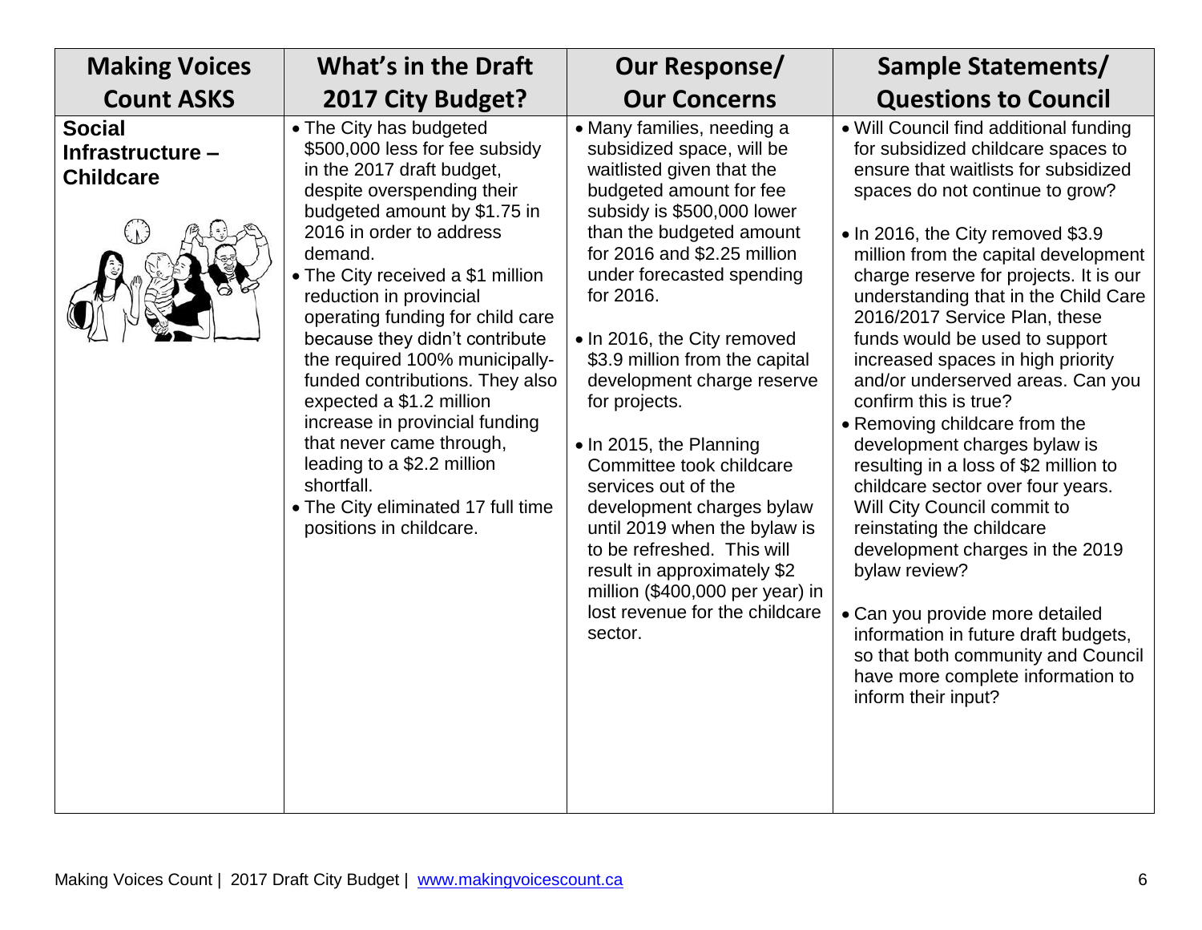| Making Voices Count ASKS | What's in the Draft 2017 City Budget? | Our Response/ Our Concerns | Sample Statements/ Questions to Council |
|---|---|---|---|
| **Social Infrastructure – Childcare** | • The City has budgeted $500,000 less for fee subsidy in the 2017 draft budget, despite overspending their budgeted amount by $1.75 in 2016 in order to address demand.<br>• The City received a $1 million reduction in provincial operating funding for child care because they didn't contribute the required 100% municipally-funded contributions. They also expected a $1.2 million increase in provincial funding that never came through, leading to a $2.2 million shortfall.<br>• The City eliminated 17 full time positions in childcare. | • Many families, needing a subsidized space, will be waitlisted given that the budgeted amount for fee subsidy is $500,000 lower than the budgeted amount for 2016 and $2.25 million under forecasted spending for 2016.<br>• In 2016, the City removed $3.9 million from the capital development charge reserve for projects.<br>• In 2015, the Planning Committee took childcare services out of the development charges bylaw until 2019 when the bylaw is to be refreshed. This will result in approximately $2 million ($400,000 per year) in lost revenue for the childcare sector. | • Will Council find additional funding for subsidized childcare spaces to ensure that waitlists for subsidized spaces do not continue to grow?<br>• In 2016, the City removed $3.9 million from the capital development charge reserve for projects. It is our understanding that in the Child Care 2016/2017 Service Plan, these funds would be used to support increased spaces in high priority and/or underserved areas. Can you confirm this is true?<br>• Removing childcare from the development charges bylaw is resulting in a loss of $2 million to childcare sector over four years. Will City Council commit to reinstating the childcare development charges in the 2019 bylaw review?<br>• Can you provide more detailed information in future draft budgets, so that both community and Council have more complete information to inform their input? |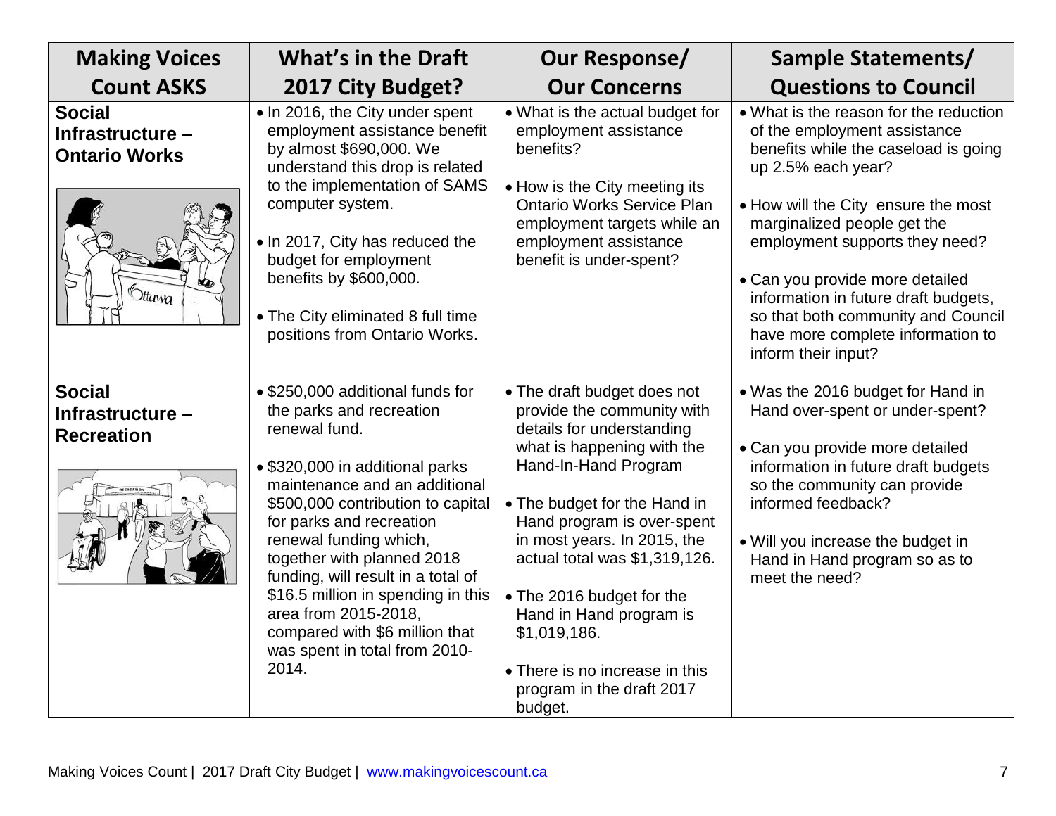| Making Voices Count ASKS | What's in the Draft 2017 City Budget? | Our Response/ Our Concerns | Sample Statements/ Questions to Council |
|---|---|---|---|
| **Social Infrastructure – Ontario Works** | • In 2016, the City under spent employment assistance benefit by almost $690,000. We understand this drop is related to the implementation of SAMS computer system.<br>• In 2017, City has reduced the budget for employment benefits by $600,000.<br>• The City eliminated 8 full time positions from Ontario Works. | • What is the actual budget for employment assistance benefits?<br>• How is the City meeting its Ontario Works Service Plan employment targets while an employment assistance benefit is under-spent? | • What is the reason for the reduction of the employment assistance benefits while the caseload is going up 2.5% each year?<br>• How will the City ensure the most marginalized people get the employment supports they need?<br>• Can you provide more detailed information in future draft budgets, so that both community and Council have more complete information to inform their input? |
| **Social Infrastructure – Recreation** | • $250,000 additional funds for the parks and recreation renewal fund.<br>• $320,000 in additional parks maintenance and an additional $500,000 contribution to capital for parks and recreation renewal funding which, together with planned 2018 funding, will result in a total of $16.5 million in spending in this area from 2015-2018, compared with $6 million that was spent in total from 2010-2014. | • The draft budget does not provide the community with details for understanding what is happening with the Hand-In-Hand Program<br>• The budget for the Hand in Hand program is over-spent in most years. In 2015, the actual total was $1,319,126.<br>• The 2016 budget for the Hand in Hand program is $1,019,186.<br>• There is no increase in this program in the draft 2017 budget. | • Was the 2016 budget for Hand in Hand over-spent or under-spent?<br>• Can you provide more detailed information in future draft budgets so the community can provide informed feedback?<br>• Will you increase the budget in Hand in Hand program so as to meet the need? |